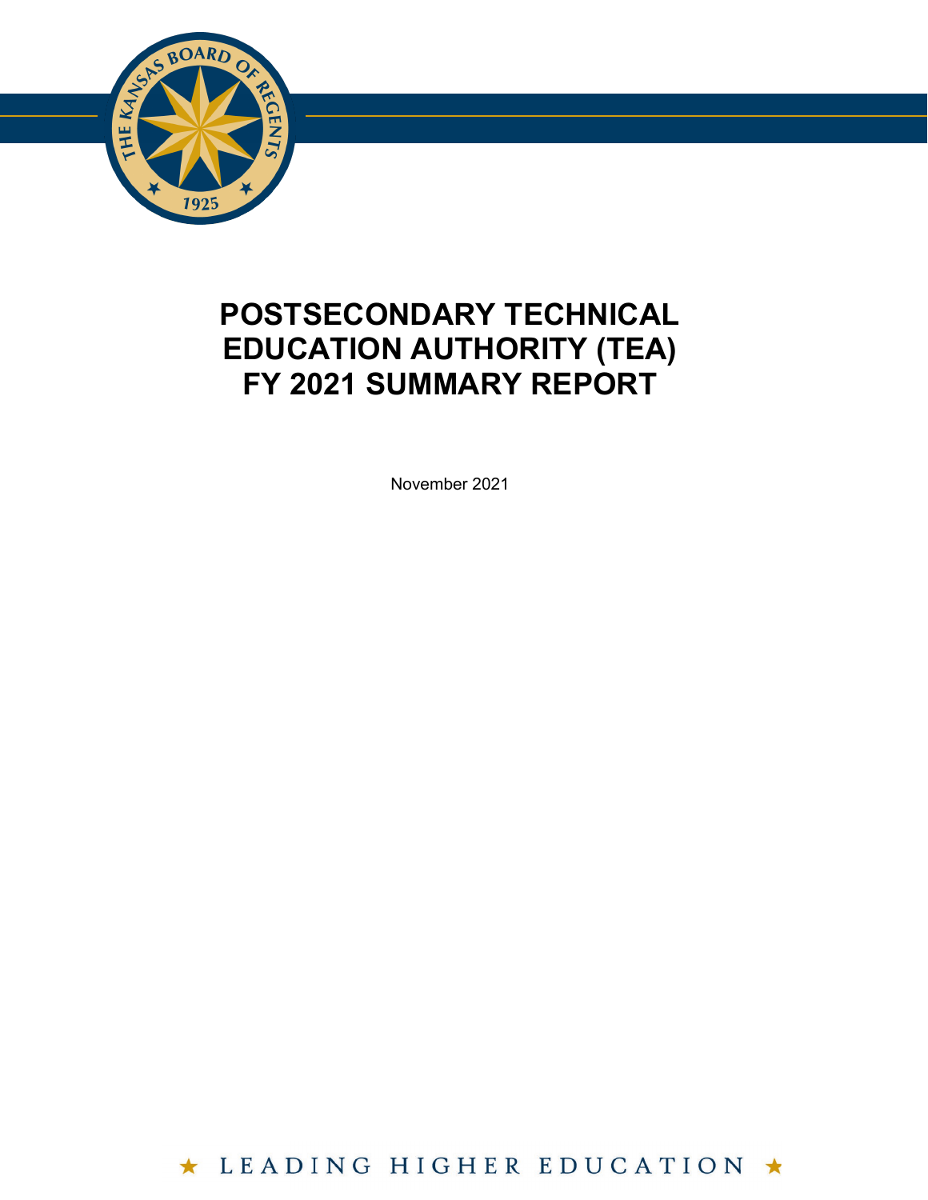# POSTSECONDARY TECHNICAL EDUCATION AUTHORITY (TEA) FY 2021 SUMMARY REPORT

November 2021

★ LEADING HIGHER EDUCATION ★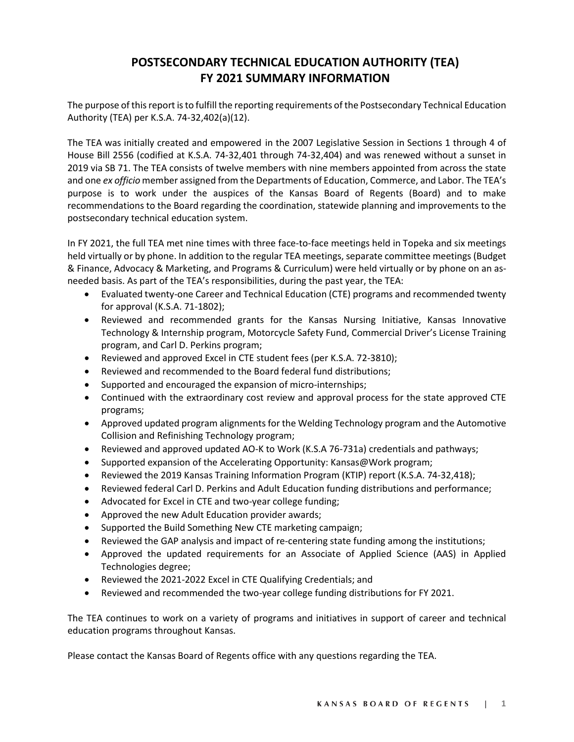# POSTSECONDARY TECHNICAL EDUCATION AUTHORITY (TEA) FY 2021 SUMMARY INFORMATION

The purpose of this report is to fulfill the reporting requirements of the Postsecondary Technical Education Authority (TEA) per K.S.A. 74-32,402(a)(12).

The TEA was initially created and empowered in the 2007 Legislative Session in Sections 1 through 4 of House Bill 2556 (codified at K.S.A. 74-32,401 through 74-32,404) and was renewed without a sunset in 2019 via SB 71. The TEA consists of twelve members with nine members appointed from across the state and one *ex officio* member assigned from the Departments of Education, Commerce, and Labor. The TEA's purpose is to work under the auspices of the Kansas Board of Regents (Board) and to make recommendations to the Board regarding the coordination, statewide planning and improvements to the postsecondary technical education system.

In FY 2021, the full TEA met nine times with three face-to-face meetings held in Topeka and six meetings held virtually or by phone. In addition to the regular TEA meetings, separate committee meetings (Budget & Finance, Advocacy & Marketing, and Programs & Curriculum) were held virtually or by phone on an as-needed basis. As part of the TEA's responsibilities, during the past year, the TEA:

- Evaluated twenty-one Career and Technical Education (CTE) programs and recommended twenty for approval (K.S.A. 71-1802);
- Reviewed and recommended grants for the Kansas Nursing Initiative, Kansas Innovative Technology & Internship program, Motorcycle Safety Fund, Commercial Driver's License Training program, and Carl D. Perkins program;
- Reviewed and approved Excel in CTE student fees (per K.S.A. 72-3810);
- Reviewed and recommended to the Board federal fund distributions;
- Supported and encouraged the expansion of micro-internships;
- Continued with the extraordinary cost review and approval process for the state approved CTE programs;
- Approved updated program alignments for the Welding Technology program and the Automotive Collision and Refinishing Technology program;
- Reviewed and approved updated AO-K to Work (K.S.A 76-731a) credentials and pathways;
- Supported expansion of the Accelerating Opportunity: Kansas@Work program;
- Reviewed the 2019 Kansas Training Information Program (KTIP) report (K.S.A. 74-32,418);
- Reviewed federal Carl D. Perkins and Adult Education funding distributions and performance;
- Advocated for Excel in CTE and two-year college funding;
- Approved the new Adult Education provider awards;
- Supported the Build Something New CTE marketing campaign;
- Reviewed the GAP analysis and impact of re-centering state funding among the institutions;
- Approved the updated requirements for an Associate of Applied Science (AAS) in Applied Technologies degree;
- Reviewed the 2021-2022 Excel in CTE Qualifying Credentials; and
- Reviewed and recommended the two-year college funding distributions for FY 2021.

The TEA continues to work on a variety of programs and initiatives in support of career and technical education programs throughout Kansas.

Please contact the Kansas Board of Regents office with any questions regarding the TEA.